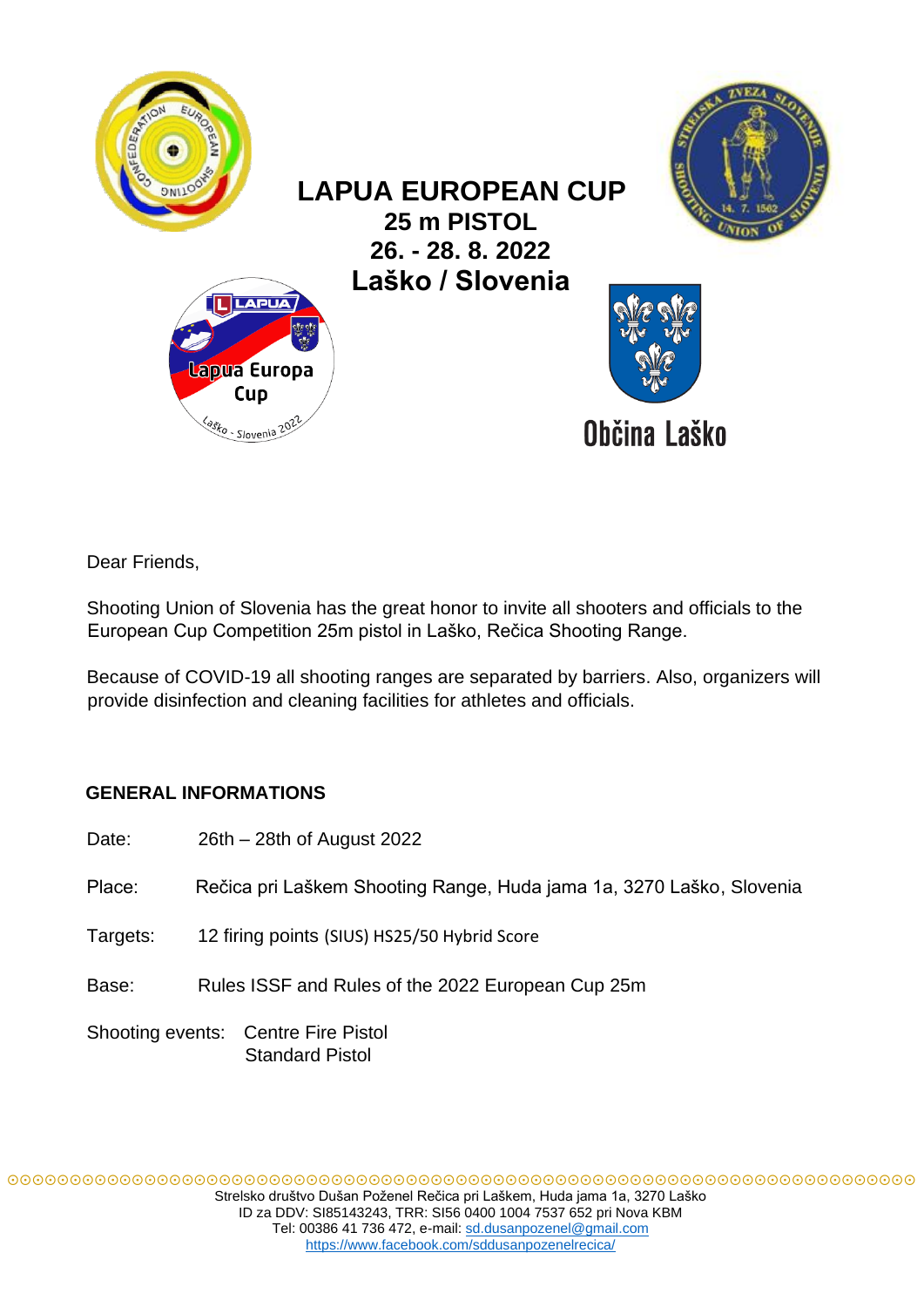# LAPUA EUROPEAN CUP

## 25 m PISTOL

## 26. - 28. 8. 2022

## Laško / Slovenia

Občina Laško

Dear Friends,

Shooting Union of Slovenia has the great honor to invite all shooters and officials to the European Cup Competition 25m pistol in Laško, Rečica Shooting Range.

Because of COVID-19 all shooting ranges are separated by barriers. Also, organizers will provide disinfection and cleaning facilities for athletes and officials.

### GENERAL INFORMATIONS

Date: 26th – 28th of August 2022

Place: Rečica pri Laškem Shooting Range, Huda jama 1a, 3270 Laško, Slovenia

Targets: 12 firing points (SIUS) HS25/50 Hybrid Score

Base: Rules ISSF and Rules of the 2022 European Cup 25m

Shooting events: Centre Fire Pistol
Standard Pistol

Strelsko društvo Dušan Poženel Rečica pri Laškem, Huda jama 1a, 3270 Laško
ID za DDV: SI85143243, TRR: SI56 0400 1004 7537 652 pri Nova KBM
Tel: 00386 41 736 472, e-mail: sd.dusanpozenel@gmail.com
https://www.facebook.com/sddusanpozenelrecica/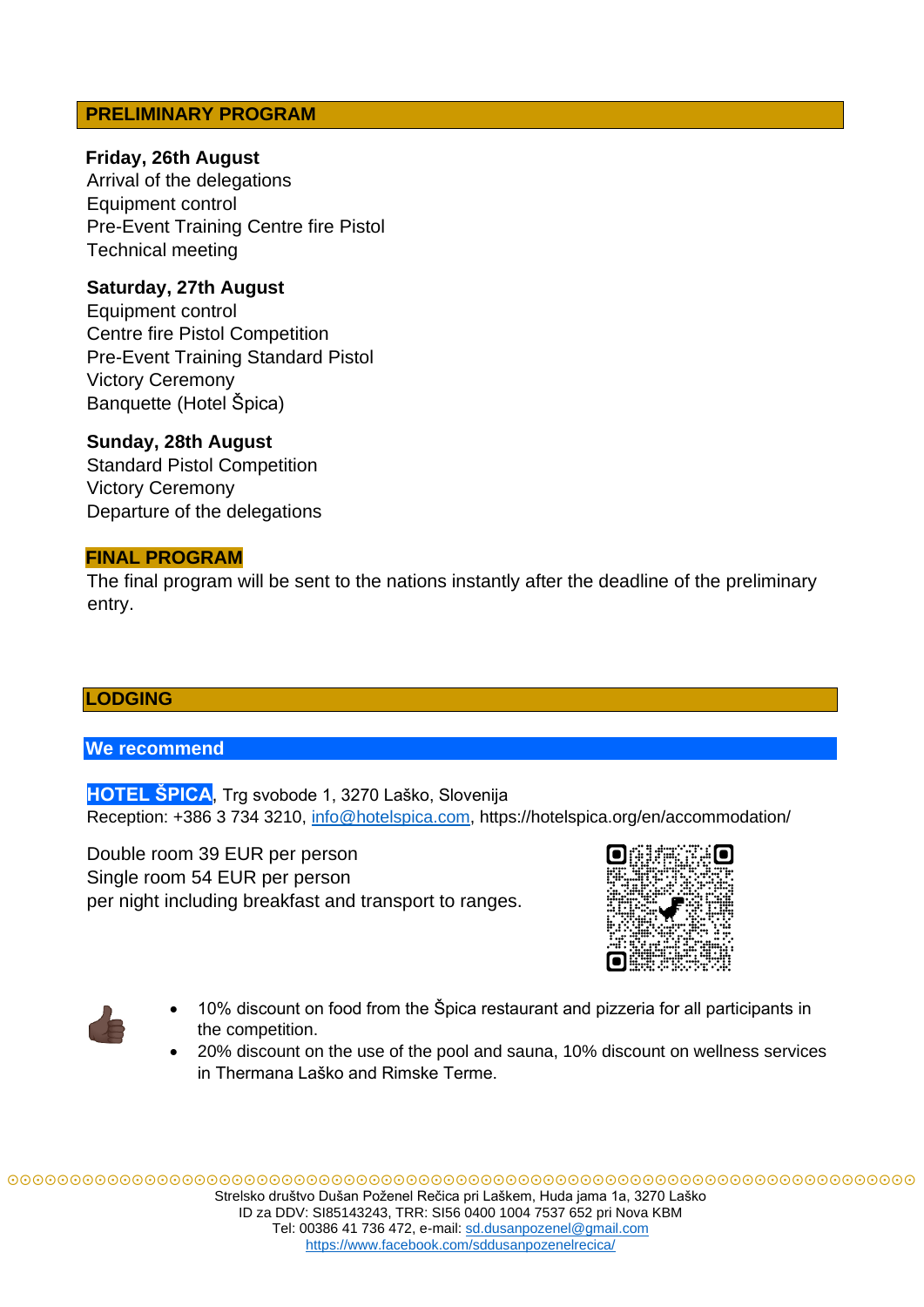## PRELIMINARY PROGRAM

**Friday, 26th August**
Arrival of the delegations
Equipment control
Pre-Event Training Centre fire Pistol
Technical meeting

**Saturday, 27th August**
Equipment control
Centre fire Pistol Competition
Pre-Event Training Standard Pistol
Victory Ceremony
Banquette (Hotel Špica)

**Sunday, 28th August**
Standard Pistol Competition
Victory Ceremony
Departure of the delegations

## FINAL PROGRAM

The final program will be sent to the nations instantly after the deadline of the preliminary entry.

## LODGING

### We recommend

**HOTEL ŠPICA**, Trg svobode 1, 3270 Laško, Slovenija
Reception: +386 3 734 3210, info@hotelspica.com, https://hotelspica.org/en/accommodation/

Double room 39 EUR per person
Single room 54 EUR per person
per night including breakfast and transport to ranges.

- 10% discount on food from the Špica restaurant and pizzeria for all participants in the competition.
- 20% discount on the use of the pool and sauna, 10% discount on wellness services in Thermana Laško and Rimske Terme.

Strelsko društvo Dušan Poženel Rečica pri Laškem, Huda jama 1a, 3270 Laško
ID za DDV: SI85143243, TRR: SI56 0400 1004 7537 652 pri Nova KBM
Tel: 00386 41 736 472, e-mail: sd.dusanpozenel@gmail.com
https://www.facebook.com/sddusanpozenelrecica/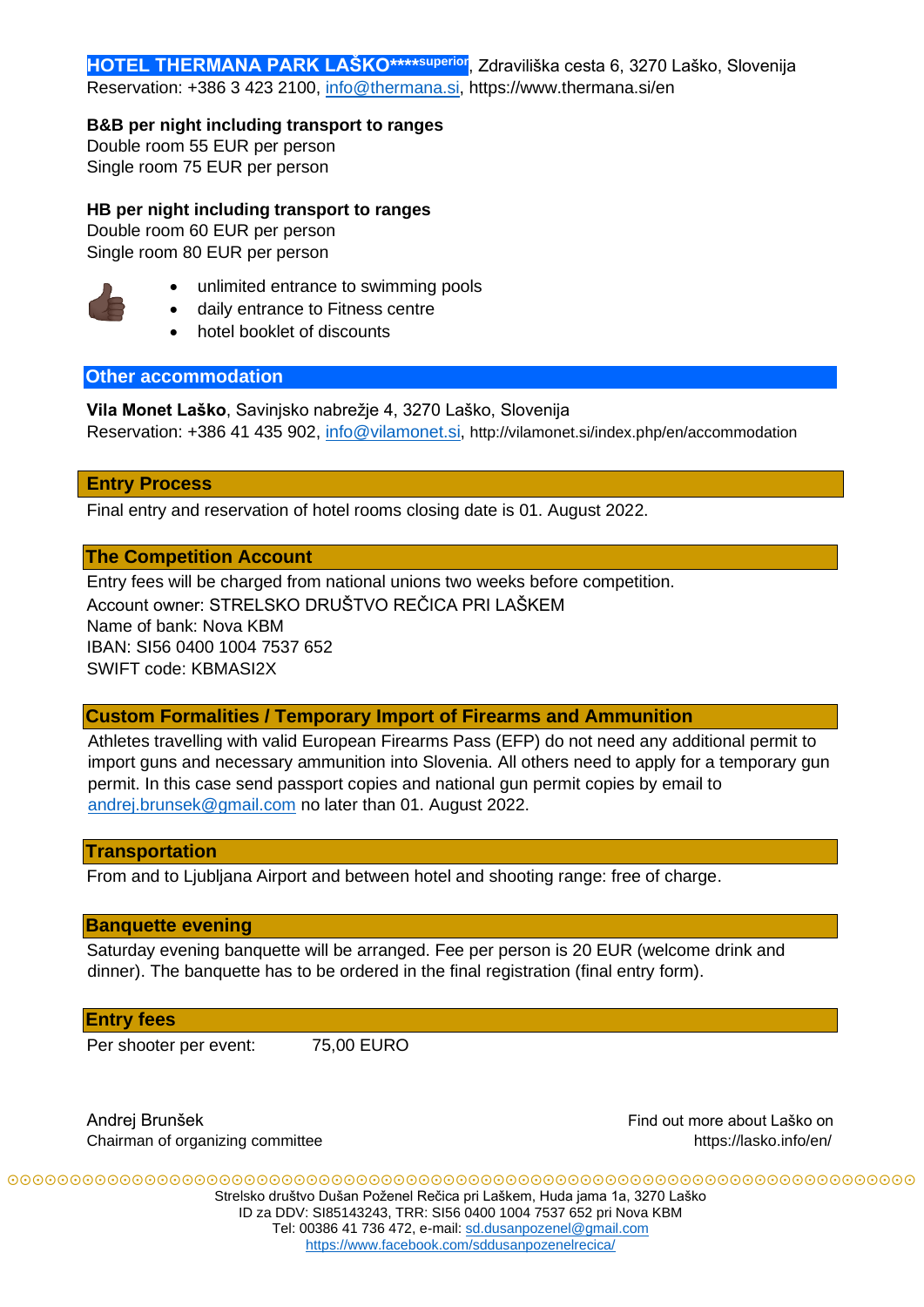**HOTEL THERMANA PARK LAŠKO****superior**, Zdraviliška cesta 6, 3270 Laško, Slovenija
Reservation: +386 3 423 2100, info@thermana.si, https://www.thermana.si/en

**B&B per night including transport to ranges**
Double room 55 EUR per person
Single room 75 EUR per person

**HB per night including transport to ranges**
Double room 60 EUR per person
Single room 80 EUR per person

- unlimited entrance to swimming pools
- daily entrance to Fitness centre
- hotel booklet of discounts

## Other accommodation

**Vila Monet Laško**, Savinjsko nabrežje 4, 3270 Laško, Slovenija
Reservation: +386 41 435 902, info@vilamonet.si, http://vilamonet.si/index.php/en/accommodation

## Entry Process

Final entry and reservation of hotel rooms closing date is 01. August 2022.

## The Competition Account

Entry fees will be charged from national unions two weeks before competition.
Account owner: STRELSKO DRUŠTVO REČICA PRI LAŠKEM
Name of bank: Nova KBM
IBAN: SI56 0400 1004 7537 652
SWIFT code: KBMASI2X

## Custom Formalities / Temporary Import of Firearms and Ammunition

Athletes travelling with valid European Firearms Pass (EFP) do not need any additional permit to import guns and necessary ammunition into Slovenia. All others need to apply for a temporary gun permit. In this case send passport copies and national gun permit copies by email to andrej.brunsek@gmail.com no later than 01. August 2022.

## Transportation

From and to Ljubljana Airport and between hotel and shooting range: free of charge.

## Banquette evening

Saturday evening banquette will be arranged. Fee per person is 20 EUR (welcome drink and dinner). The banquette has to be ordered in the final registration (final entry form).

## Entry fees

Per shooter per event: 75,00 EURO

Andrej Brunšek
Chairman of organizing committee

Find out more about Laško on
https://lasko.info/en/

Strelsko društvo Dušan Poženel Rečica pri Laškem, Huda jama 1a, 3270 Laško
ID za DDV: SI85143243, TRR: SI56 0400 1004 7537 652 pri Nova KBM
Tel: 00386 41 736 472, e-mail: sd.dusanpozenel@gmail.com
https://www.facebook.com/sddusanpozenelrecica/